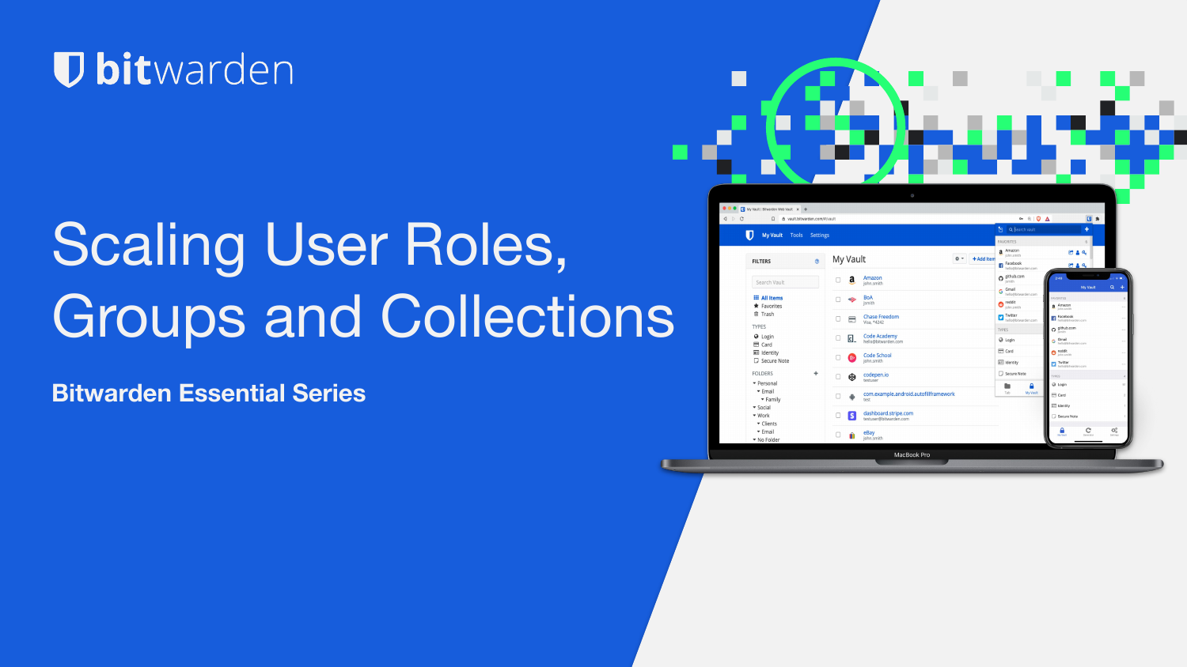bitwarden

# Scaling User Roles, Groups and Collections

## Bitwarden Essential Series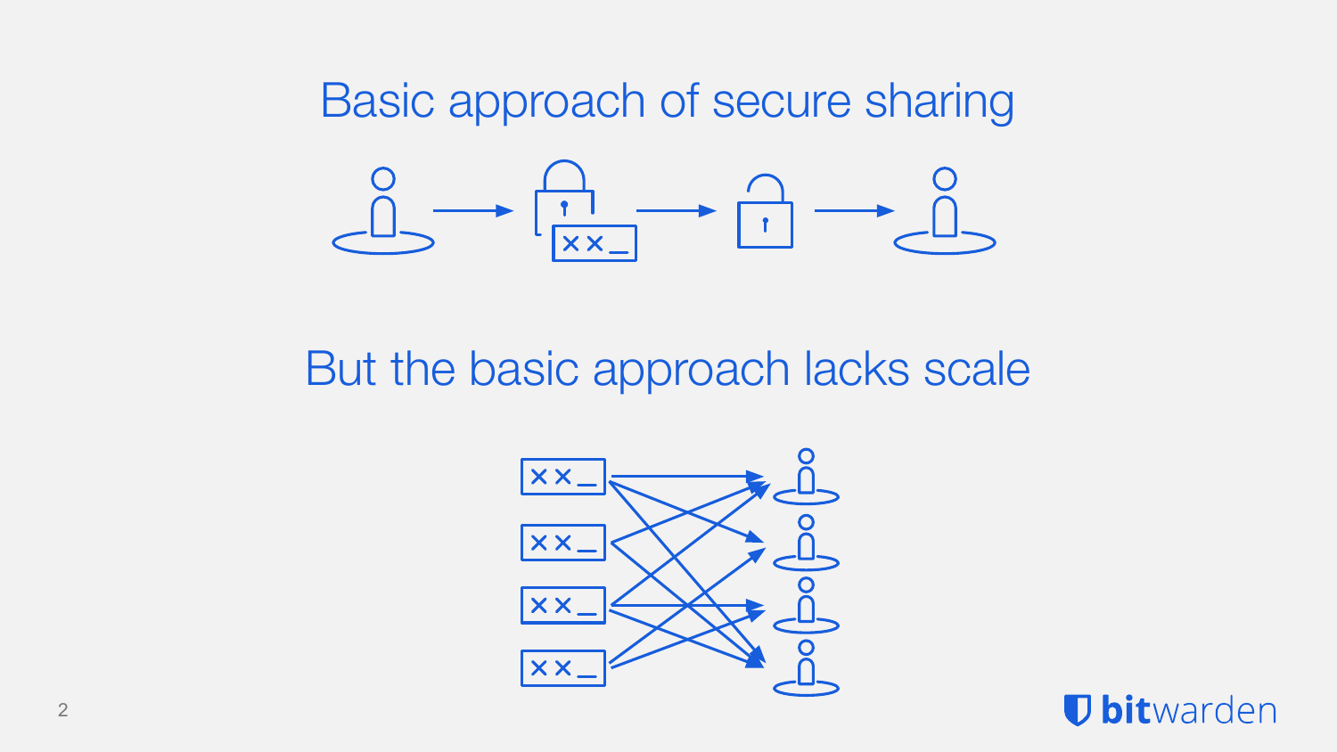# Basic approach of secure sharing

# But the basic approach lacks scale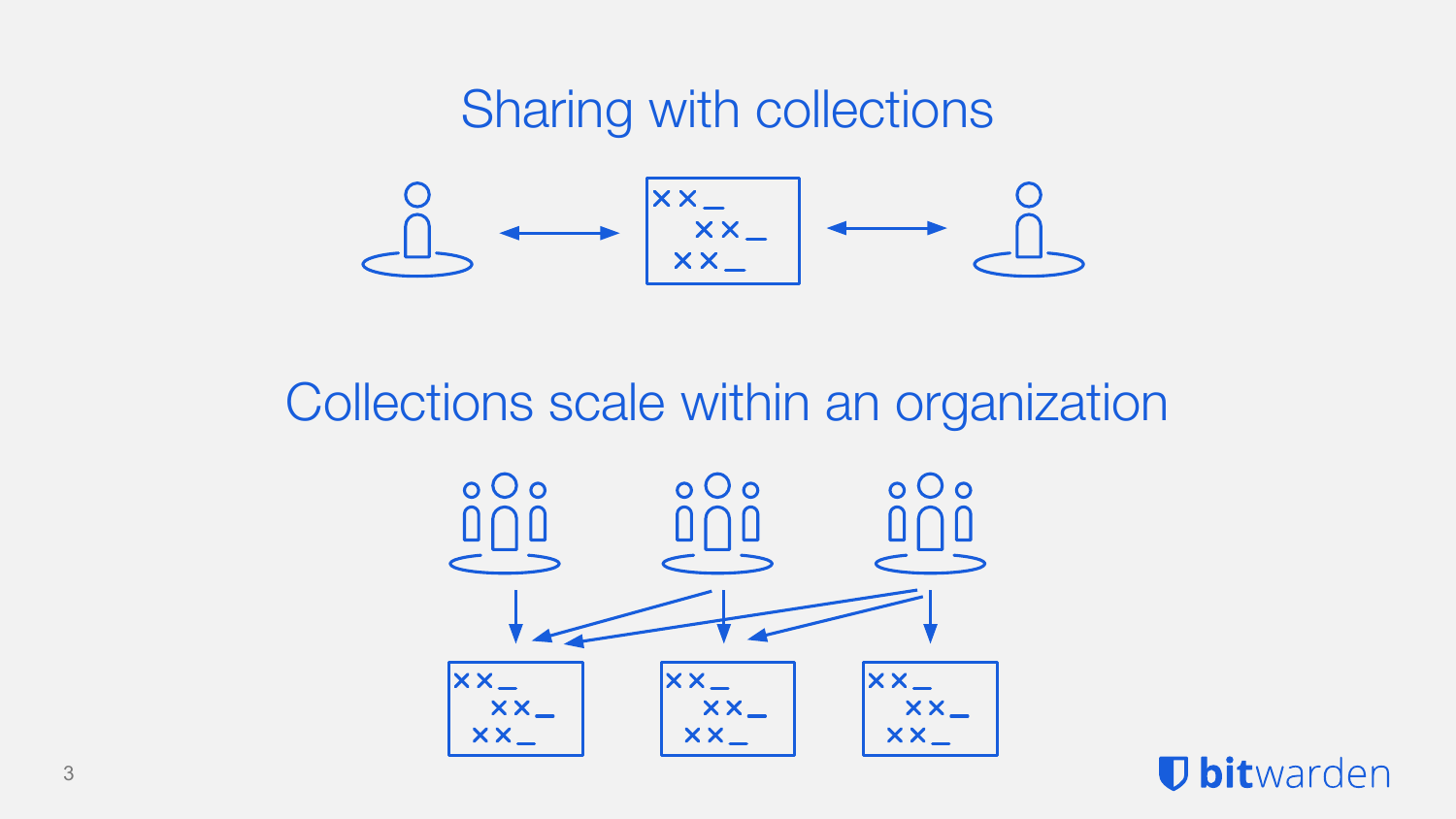## Sharing with collections

## Collections scale within an organization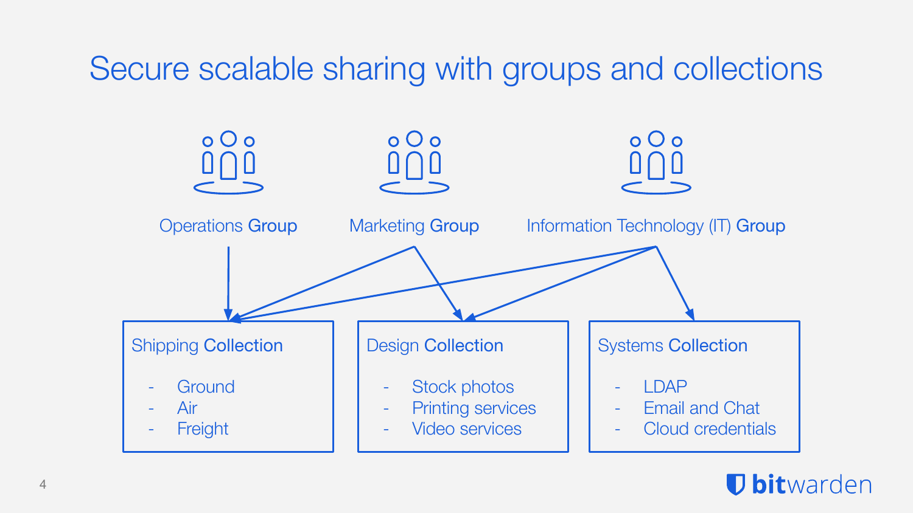# Secure scalable sharing with groups and collections

Operations **Group**

Marketing **Group**

Information Technology (IT) **Group**

Shipping **Collection**

- Ground
- Air
- Freight

Design **Collection**

- Stock photos
- Printing services
- Video services

Systems **Collection**

- LDAP
- Email and Chat
- Cloud credentials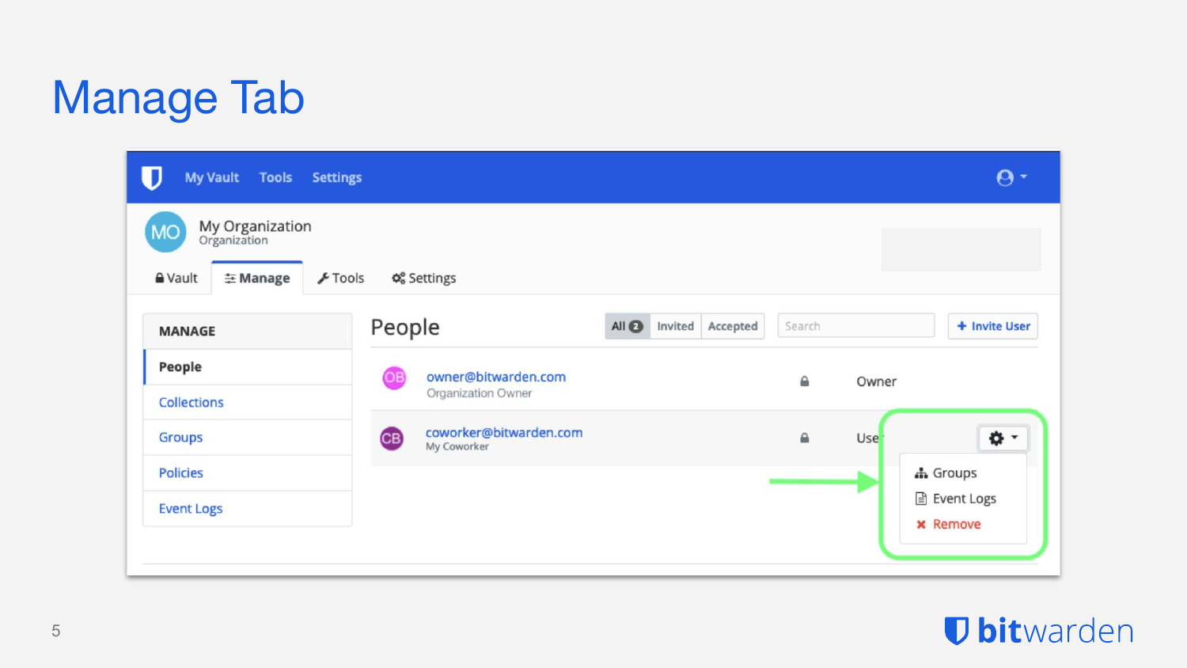# Manage Tab

My Vault Tools Settings

MO My Organization
Organization

Vault | Manage | Tools | Settings

**MANAGE**

- **People**
- Collections
- Groups
- Policies
- Event Logs

## People

All 2 | Invited | Accepted | Search | + Invite User

| | | |
|---|---|---|
| owner@bitwarden.com<br>Organization Owner | | Owner |
| coworker@bitwarden.com<br>My Coworker | | User |

- Groups
- Event Logs
- Remove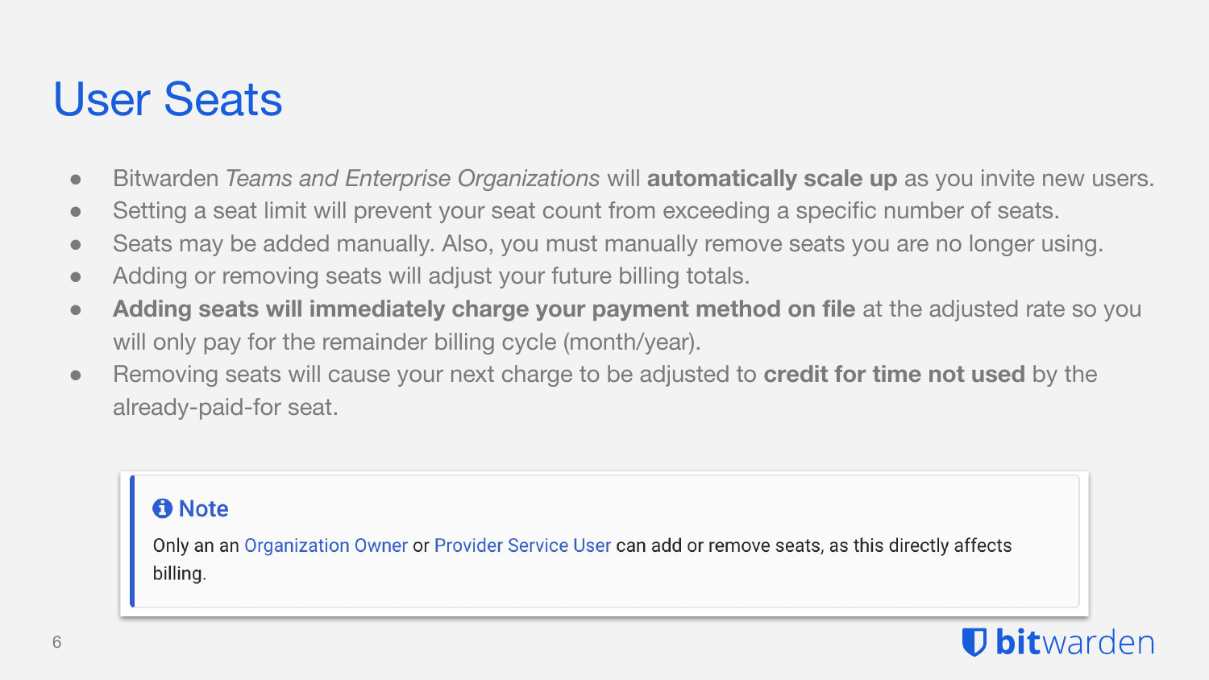# User Seats

- Bitwarden *Teams and Enterprise Organizations* will **automatically scale up** as you invite new users.
- Setting a seat limit will prevent your seat count from exceeding a specific number of seats.
- Seats may be added manually. Also, you must manually remove seats you are no longer using.
- Adding or removing seats will adjust your future billing totals.
- **Adding seats will immediately charge your payment method on file** at the adjusted rate so you will only pay for the remainder billing cycle (month/year).
- Removing seats will cause your next charge to be adjusted to **credit for time not used** by the already-paid-for seat.

> **Note**
>
> Only an an Organization Owner or Provider Service User can add or remove seats, as this directly affects billing.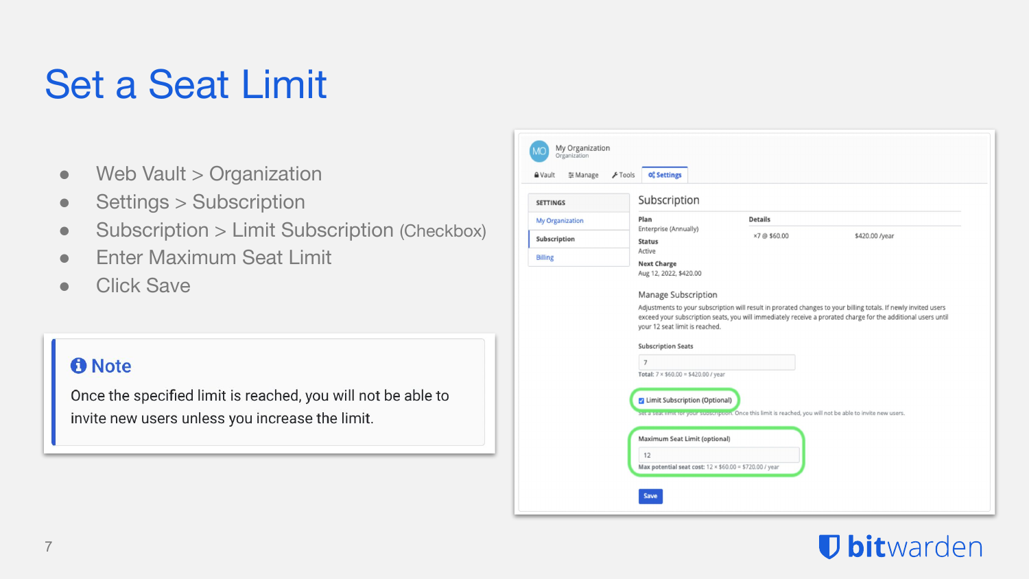# Set a Seat Limit

- Web Vault > Organization
- Settings > Subscription
- Subscription > Limit Subscription (Checkbox)
- Enter Maximum Seat Limit
- Click Save

> **Note**
>
> Once the specified limit is reached, you will not be able to invite new users unless you increase the limit.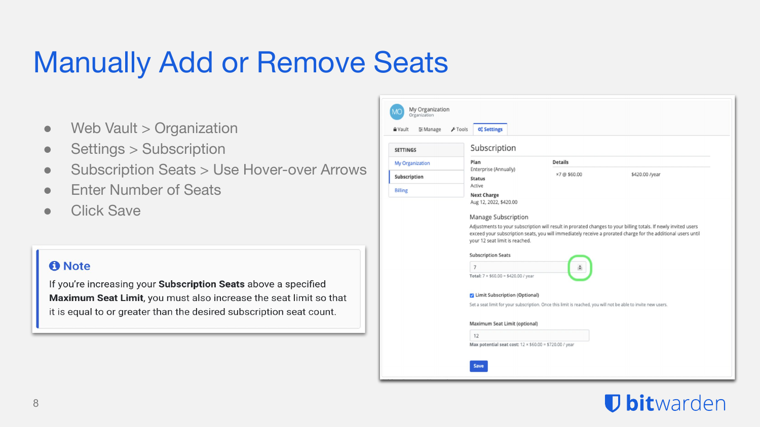# Manually Add or Remove Seats

- Web Vault > Organization
- Settings > Subscription
- Subscription Seats > Use Hover-over Arrows
- Enter Number of Seats
- Click Save

> **Note**
>
> If you're increasing your **Subscription Seats** above a specified **Maximum Seat Limit**, you must also increase the seat limit so that it is equal to or greater than the desired subscription seat count.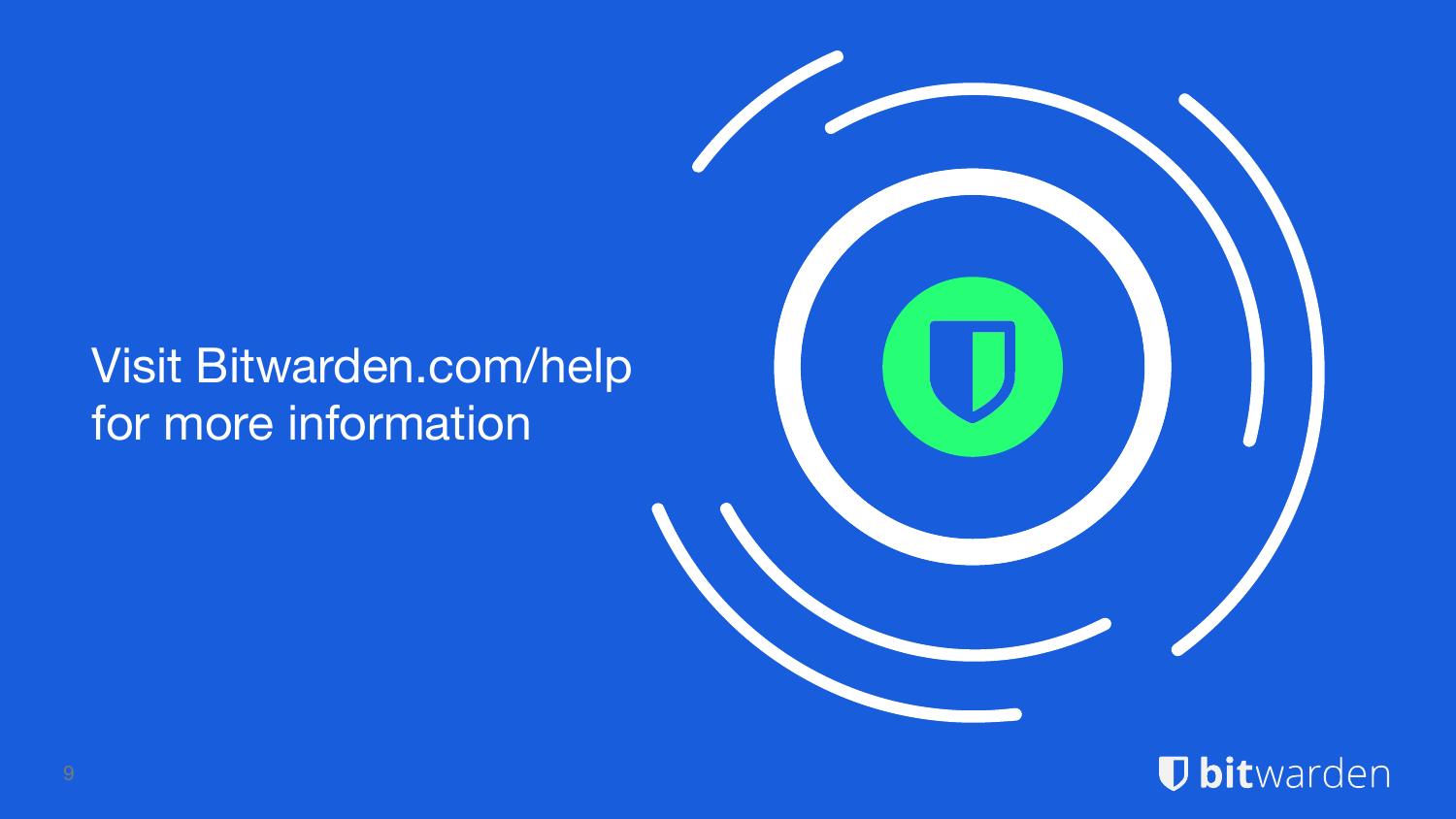Visit Bitwarden.com/help
for more information

bitwarden